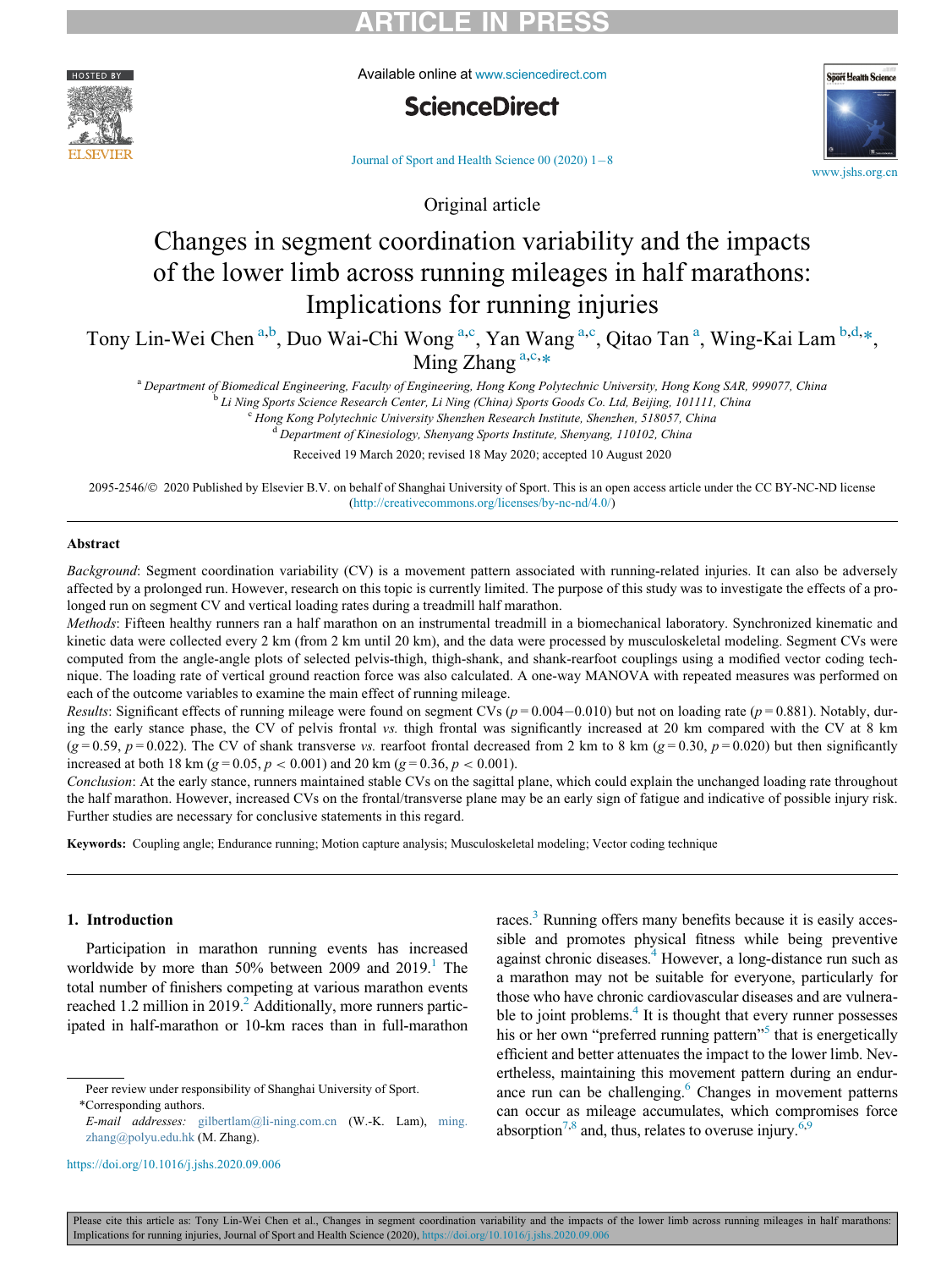Original article

# Changes in segment coordination variability and the impacts of the lower limb across running mileages in half marathons: Implications for running injuries

Tony Lin-Wei Chen [a,b], Duo Wai-Chi Wong [a,c], Yan Wang [a,c], Qitao Tan [a], Wing-Kai Lam [b,d,*], Ming Zhang [a,c,*]

[a] Department of Biomedical Engineering, Faculty of Engineering, Hong Kong Polytechnic University, Hong Kong SAR, 999077, China
[b] Li Ning Sports Science Research Center, Li Ning (China) Sports Goods Co. Ltd, Beijing, 101111, China
[c] Hong Kong Polytechnic University Shenzhen Research Institute, Shenzhen, 518057, China
[d] Department of Kinesiology, Shenyang Sports Institute, Shenyang, 110102, China

Received 19 March 2020; revised 18 May 2020; accepted 10 August 2020

2095-2546/© 2020 Published by Elsevier B.V. on behalf of Shanghai University of Sport. This is an open access article under the CC BY-NC-ND license (http://creativecommons.org/licenses/by-nc-nd/4.0/)

## Abstract

*Background*: Segment coordination variability (CV) is a movement pattern associated with running-related injuries. It can also be adversely affected by a prolonged run. However, research on this topic is currently limited. The purpose of this study was to investigate the effects of a prolonged run on segment CV and vertical loading rates during a treadmill half marathon.

*Methods*: Fifteen healthy runners ran a half marathon on an instrumental treadmill in a biomechanical laboratory. Synchronized kinematic and kinetic data were collected every 2 km (from 2 km until 20 km), and the data were processed by musculoskeletal modeling. Segment CVs were computed from the angle-angle plots of selected pelvis-thigh, thigh-shank, and shank-rearfoot couplings using a modified vector coding technique. The loading rate of vertical ground reaction force was also calculated. A one-way MANOVA with repeated measures was performed on each of the outcome variables to examine the main effect of running mileage.

*Results*: Significant effects of running mileage were found on segment CVs ($p = 0.004-0.010$) but not on loading rate ($p = 0.881$). Notably, during the early stance phase, the CV of pelvis frontal *vs.* thigh frontal was significantly increased at 20 km compared with the CV at 8 km ($g = 0.59$, $p = 0.022$). The CV of shank transverse *vs.* rearfoot frontal decreased from 2 km to 8 km ($g = 0.30$, $p = 0.020$) but then significantly increased at both 18 km ($g = 0.05$, $p < 0.001$) and 20 km ($g = 0.36$, $p < 0.001$).

*Conclusion*: At the early stance, runners maintained stable CVs on the sagittal plane, which could explain the unchanged loading rate throughout the half marathon. However, increased CVs on the frontal/transverse plane may be an early sign of fatigue and indicative of possible injury risk. Further studies are necessary for conclusive statements in this regard.

**Keywords:** Coupling angle; Endurance running; Motion capture analysis; Musculoskeletal modeling; Vector coding technique

## 1. Introduction

Participation in marathon running events has increased worldwide by more than 50% between 2009 and 2019.[1] The total number of finishers competing at various marathon events reached 1.2 million in 2019.[2] Additionally, more runners participated in half-marathon or 10-km races than in full-marathon races.[3] Running offers many benefits because it is easily accessible and promotes physical fitness while being preventive against chronic diseases.[4] However, a long-distance run such as a marathon may not be suitable for everyone, particularly for those who have chronic cardiovascular diseases and are vulnerable to joint problems.[4] It is thought that every runner possesses his or her own "preferred running pattern"[5] that is energetically efficient and better attenuates the impact to the lower limb. Nevertheless, maintaining this movement pattern during an endurance run can be challenging.[6] Changes in movement patterns can occur as mileage accumulates, which compromises force absorption[7,8] and, thus, relates to overuse injury.[6,9]

Peer review under responsibility of Shanghai University of Sport.
*Corresponding authors.
E-mail addresses: gilbertlam@li-ning.com.cn (W.-K. Lam), ming.zhang@polyu.edu.hk (M. Zhang).

https://doi.org/10.1016/j.jshs.2020.09.006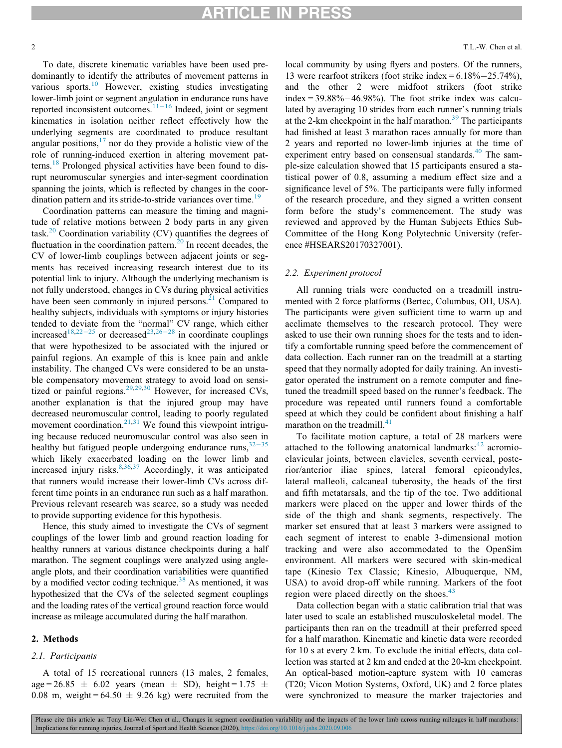To date, discrete kinematic variables have been used predominantly to identify the attributes of movement patterns in various sports.[10] However, existing studies investigating lower-limb joint or segment angulation in endurance runs have reported inconsistent outcomes.[11−16] Indeed, joint or segment kinematics in isolation neither reflect effectively how the underlying segments are coordinated to produce resultant angular positions,[17] nor do they provide a holistic view of the role of running-induced exertion in altering movement patterns.[18] Prolonged physical activities have been found to disrupt neuromuscular synergies and inter-segment coordination spanning the joints, which is reflected by changes in the coordination pattern and its stride-to-stride variances over time.[19]

Coordination patterns can measure the timing and magnitude of relative motions between 2 body parts in any given task.[20] Coordination variability (CV) quantifies the degrees of fluctuation in the coordination pattern.[20] In recent decades, the CV of lower-limb couplings between adjacent joints or segments has received increasing research interest due to its potential link to injury. Although the underlying mechanism is not fully understood, changes in CVs during physical activities have been seen commonly in injured persons.[21] Compared to healthy subjects, individuals with symptoms or injury histories tended to deviate from the "normal" CV range, which either increased[18,22−25] or decreased[23,26−28] in coordinate couplings that were hypothesized to be associated with the injured or painful regions. An example of this is knee pain and ankle instability. The changed CVs were considered to be an unstable compensatory movement strategy to avoid load on sensitized or painful regions.[29,29,30] However, for increased CVs, another explanation is that the injured group may have decreased neuromuscular control, leading to poorly regulated movement coordination.[21,31] We found this viewpoint intriguing because reduced neuromuscular control was also seen in healthy but fatigued people undergoing endurance runs,[32−35] which likely exacerbated loading on the lower limb and increased injury risks.[8,36,37] Accordingly, it was anticipated that runners would increase their lower-limb CVs across different time points in an endurance run such as a half marathon. Previous relevant research was scarce, so a study was needed to provide supporting evidence for this hypothesis.

Hence, this study aimed to investigate the CVs of segment couplings of the lower limb and ground reaction loading for healthy runners at various distance checkpoints during a half marathon. The segment couplings were analyzed using angle-angle plots, and their coordination variabilities were quantified by a modified vector coding technique.[38] As mentioned, it was hypothesized that the CVs of the selected segment couplings and the loading rates of the vertical ground reaction force would increase as mileage accumulated during the half marathon.

## 2. Methods

### 2.1. Participants

A total of 15 recreational runners (13 males, 2 females, age = 26.85 ± 6.02 years (mean ± SD), height = 1.75 ± 0.08 m, weight = 64.50 ± 9.26 kg) were recruited from the local community by using flyers and posters. Of the runners, 13 were rearfoot strikers (foot strike index = 6.18%−25.74%), and the other 2 were midfoot strikers (foot strike index = 39.88%−46.98%). The foot strike index was calculated by averaging 10 strides from each runner's running trials at the 2-km checkpoint in the half marathon.[39] The participants had finished at least 3 marathon races annually for more than 2 years and reported no lower-limb injuries at the time of experiment entry based on consensual standards.[40] The sample-size calculation showed that 15 participants ensured a statistical power of 0.8, assuming a medium effect size and a significance level of 5%. The participants were fully informed of the research procedure, and they signed a written consent form before the study's commencement. The study was reviewed and approved by the Human Subjects Ethics Sub-Committee of the Hong Kong Polytechnic University (reference #HSEARS20170327001).

### 2.2. Experiment protocol

All running trials were conducted on a treadmill instrumented with 2 force platforms (Bertec, Columbus, OH, USA). The participants were given sufficient time to warm up and acclimate themselves to the research protocol. They were asked to use their own running shoes for the tests and to identify a comfortable running speed before the commencement of data collection. Each runner ran on the treadmill at a starting speed that they normally adopted for daily training. An investigator operated the instrument on a remote computer and fine-tuned the treadmill speed based on the runner's feedback. The procedure was repeated until runners found a comfortable speed at which they could be confident about finishing a half marathon on the treadmill.[41]

To facilitate motion capture, a total of 28 markers were attached to the following anatomical landmarks:[42] acromioclavicular joints, between clavicles, seventh cervical, posterior/anterior iliac spines, lateral femoral epicondyles, lateral malleoli, calcaneal tuberosity, the heads of the first and fifth metatarsals, and the tip of the toe. Two additional markers were placed on the upper and lower thirds of the side of the thigh and shank segments, respectively. The marker set ensured that at least 3 markers were assigned to each segment of interest to enable 3-dimensional motion tracking and were also accommodated to the OpenSim environment. All markers were secured with skin-medical tape (Kinesio Tex Classic; Kinesio, Albuquerque, NM, USA) to avoid drop-off while running. Markers of the foot region were placed directly on the shoes.[43]

Data collection began with a static calibration trial that was later used to scale an established musculoskeletal model. The participants then ran on the treadmill at their preferred speed for a half marathon. Kinematic and kinetic data were recorded for 10 s at every 2 km. To exclude the initial effects, data collection was started at 2 km and ended at the 20-km checkpoint. An optical-based motion-capture system with 10 cameras (T20; Vicon Motion Systems, Oxford, UK) and 2 force plates were synchronized to measure the marker trajectories and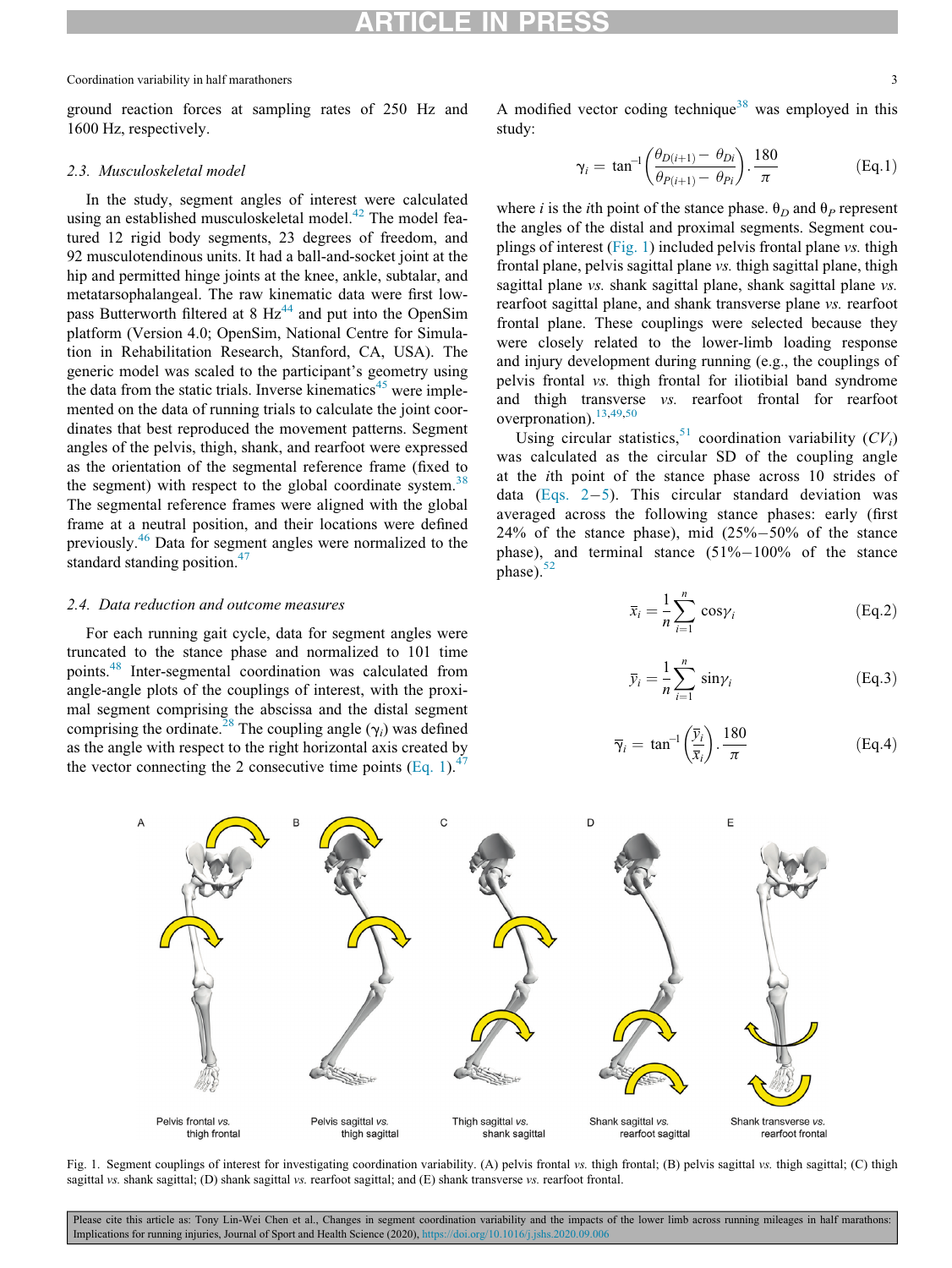ground reaction forces at sampling rates of 250 Hz and 1600 Hz, respectively.

### 2.3. Musculoskeletal model

In the study, segment angles of interest were calculated using an established musculoskeletal model.[42] The model featured 12 rigid body segments, 23 degrees of freedom, and 92 musculotendinous units. It had a ball-and-socket joint at the hip and permitted hinge joints at the knee, ankle, subtalar, and metatarsophalangeal. The raw kinematic data were first low-pass Butterworth filtered at 8 Hz[44] and put into the OpenSim platform (Version 4.0; OpenSim, National Centre for Simulation in Rehabilitation Research, Stanford, CA, USA). The generic model was scaled to the participant's geometry using the data from the static trials. Inverse kinematics[45] were implemented on the data of running trials to calculate the joint coordinates that best reproduced the movement patterns. Segment angles of the pelvis, thigh, shank, and rearfoot were expressed as the orientation of the segmental reference frame (fixed to the segment) with respect to the global coordinate system.[38] The segmental reference frames were aligned with the global frame at a neutral position, and their locations were defined previously.[46] Data for segment angles were normalized to the standard standing position.[47]

### 2.4. Data reduction and outcome measures

For each running gait cycle, data for segment angles were truncated to the stance phase and normalized to 101 time points.[48] Inter-segmental coordination was calculated from angle-angle plots of the couplings of interest, with the proximal segment comprising the abscissa and the distal segment comprising the ordinate.[28] The coupling angle ($\gamma_i$) was defined as the angle with respect to the right horizontal axis created by the vector connecting the 2 consecutive time points (Eq. 1).[47] A modified vector coding technique[38] was employed in this study:

$$\gamma_i = \tan^{-1}\left(\frac{\theta_{D(i+1)} - \theta_{Di}}{\theta_{P(i+1)} - \theta_{Pi}}\right)\cdot\frac{180}{\pi} \qquad \text{(Eq.1)}$$

where $i$ is the $i$th point of the stance phase. $\theta_D$ and $\theta_P$ represent the angles of the distal and proximal segments. Segment couplings of interest (Fig. 1) included pelvis frontal plane *vs.* thigh frontal plane, pelvis sagittal plane *vs.* thigh sagittal plane, thigh sagittal plane *vs.* shank sagittal plane, shank sagittal plane *vs.* rearfoot sagittal plane, and shank transverse plane *vs.* rearfoot frontal plane. These couplings were selected because they were closely related to the lower-limb loading response and injury development during running (e.g., the couplings of pelvis frontal *vs.* thigh frontal for iliotibial band syndrome and thigh transverse *vs.* rearfoot frontal for rearfoot overpronation).[13,49,50]

Using circular statistics,[51] coordination variability ($CV_i$) was calculated as the circular SD of the coupling angle at the $i$th point of the stance phase across 10 strides of data (Eqs. 2–5). This circular standard deviation was averaged across the following stance phases: early (first 24% of the stance phase), mid (25%–50% of the stance phase), and terminal stance (51%–100% of the stance phase).[52]

$$\bar{x}_i = \frac{1}{n}\sum_{i=1}^{n}\cos\gamma_i \qquad \text{(Eq.2)}$$

$$\bar{y}_i = \frac{1}{n}\sum_{i=1}^{n}\sin\gamma_i \qquad \text{(Eq.3)}$$

$$\bar{\gamma}_i = \tan^{-1}\left(\frac{\bar{y}_i}{\bar{x}_i}\right)\cdot\frac{180}{\pi} \qquad \text{(Eq.4)}$$

A — Pelvis frontal *vs.* thigh frontal; B — Pelvis sagittal *vs.* thigh sagittal; C — Thigh sagittal *vs.* shank sagittal; D — Shank sagittal *vs.* rearfoot sagittal; E — Shank transverse *vs.* rearfoot frontal

Fig. 1. Segment couplings of interest for investigating coordination variability. (A) pelvis frontal *vs.* thigh frontal; (B) pelvis sagittal *vs.* thigh sagittal; (C) thigh sagittal *vs.* shank sagittal; (D) shank sagittal *vs.* rearfoot sagittal; and (E) shank transverse *vs.* rearfoot frontal.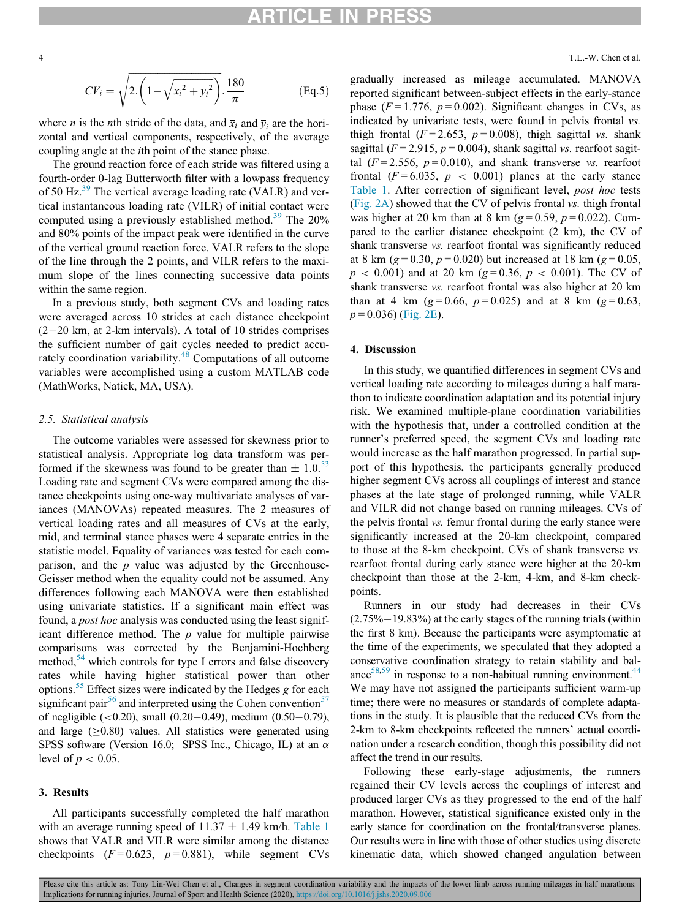$$CV_i = \sqrt{2.\left(1-\sqrt{\bar{x}_i^{\,2}+\bar{y}_i^{\,2}}\right)}.\frac{180}{\pi} \qquad \text{(Eq.5)}$$

where $n$ is the $n$th stride of the data, and $\bar{x}_i$ and $\bar{y}_i$ are the horizontal and vertical components, respectively, of the average coupling angle at the $i$th point of the stance phase.

The ground reaction force of each stride was filtered using a fourth-order 0-lag Butterworth filter with a lowpass frequency of 50 Hz.[39] The vertical average loading rate (VALR) and vertical instantaneous loading rate (VILR) of initial contact were computed using a previously established method.[39] The 20% and 80% points of the impact peak were identified in the curve of the vertical ground reaction force. VALR refers to the slope of the line through the 2 points, and VILR refers to the maximum slope of the lines connecting successive data points within the same region.

In a previous study, both segment CVs and loading rates were averaged across 10 strides at each distance checkpoint (2−20 km, at 2-km intervals). A total of 10 strides comprises the sufficient number of gait cycles needed to predict accurately coordination variability.[48] Computations of all outcome variables were accomplished using a custom MATLAB code (MathWorks, Natick, MA, USA).

### 2.5. Statistical analysis

The outcome variables were assessed for skewness prior to statistical analysis. Appropriate log data transform was performed if the skewness was found to be greater than ± 1.0.[53] Loading rate and segment CVs were compared among the distance checkpoints using one-way multivariate analyses of variances (MANOVAs) repeated measures. The 2 measures of vertical loading rates and all measures of CVs at the early, mid, and terminal stance phases were 4 separate entries in the statistic model. Equality of variances was tested for each comparison, and the $p$ value was adjusted by the Greenhouse-Geisser method when the equality could not be assumed. Any differences following each MANOVA were then established using univariate statistics. If a significant main effect was found, a *post hoc* analysis was conducted using the least significant difference method. The $p$ value for multiple pairwise comparisons was corrected by the Benjamini-Hochberg method,[54] which controls for type I errors and false discovery rates while having higher statistical power than other options.[55] Effect sizes were indicated by the Hedges $g$ for each significant pair[56] and interpreted using the Cohen convention[57] of negligible (<0.20), small (0.20−0.49), medium (0.50−0.79), and large (≥0.80) values. All statistics were generated using SPSS software (Version 16.0; SPSS Inc., Chicago, IL) at an $\alpha$ level of $p < 0.05$.

## 3. Results

All participants successfully completed the half marathon with an average running speed of 11.37 ± 1.49 km/h. Table 1 shows that VALR and VILR were similar among the distance checkpoints ($F = 0.623$, $p = 0.881$), while segment CVs gradually increased as mileage accumulated. MANOVA reported significant between-subject effects in the early-stance phase ($F = 1.776$, $p = 0.002$). Significant changes in CVs, as indicated by univariate tests, were found in pelvis frontal *vs.* thigh frontal ($F = 2.653$, $p = 0.008$), thigh sagittal *vs.* shank sagittal ($F = 2.915$, $p = 0.004$), shank sagittal *vs.* rearfoot sagittal ($F = 2.556$, $p = 0.010$), and shank transverse *vs.* rearfoot frontal ($F = 6.035$, $p < 0.001$) planes at the early stance Table 1. After correction of significant level, *post hoc* tests (Fig. 2A) showed that the CV of pelvis frontal *vs.* thigh frontal was higher at 20 km than at 8 km ($g = 0.59$, $p = 0.022$). Compared to the earlier distance checkpoint (2 km), the CV of shank transverse *vs.* rearfoot frontal was significantly reduced at 8 km ($g = 0.30$, $p = 0.020$) but increased at 18 km ($g = 0.05$, $p < 0.001$) and at 20 km ($g = 0.36$, $p < 0.001$). The CV of shank transverse *vs.* rearfoot frontal was also higher at 20 km than at 4 km ($g = 0.66$, $p = 0.025$) and at 8 km ($g = 0.63$, $p = 0.036$) (Fig. 2E).

## 4. Discussion

In this study, we quantified differences in segment CVs and vertical loading rate according to mileages during a half marathon to indicate coordination adaptation and its potential injury risk. We examined multiple-plane coordination variabilities with the hypothesis that, under a controlled condition at the runner's preferred speed, the segment CVs and loading rate would increase as the half marathon progressed. In partial support of this hypothesis, the participants generally produced higher segment CVs across all couplings of interest and stance phases at the late stage of prolonged running, while VALR and VILR did not change based on running mileages. CVs of the pelvis frontal *vs.* femur frontal during the early stance were significantly increased at the 20-km checkpoint, compared to those at the 8-km checkpoint. CVs of shank transverse *vs.* rearfoot frontal during early stance were higher at the 20-km checkpoint than those at the 2-km, 4-km, and 8-km checkpoints.

Runners in our study had decreases in their CVs (2.75%−19.83%) at the early stages of the running trials (within the first 8 km). Because the participants were asymptomatic at the time of the experiments, we speculated that they adopted a conservative coordination strategy to retain stability and balance[58,59] in response to a non-habitual running environment.[44] We may have not assigned the participants sufficient warm-up time; there were no measures or standards of complete adaptations in the study. It is plausible that the reduced CVs from the 2-km to 8-km checkpoints reflected the runners' actual coordination under a research condition, though this possibility did not affect the trend in our results.

Following these early-stage adjustments, the runners regained their CV levels across the couplings of interest and produced larger CVs as they progressed to the end of the half marathon. However, statistical significance existed only in the early stance for coordination on the frontal/transverse planes. Our results were in line with those of other studies using discrete kinematic data, which showed changed angulation between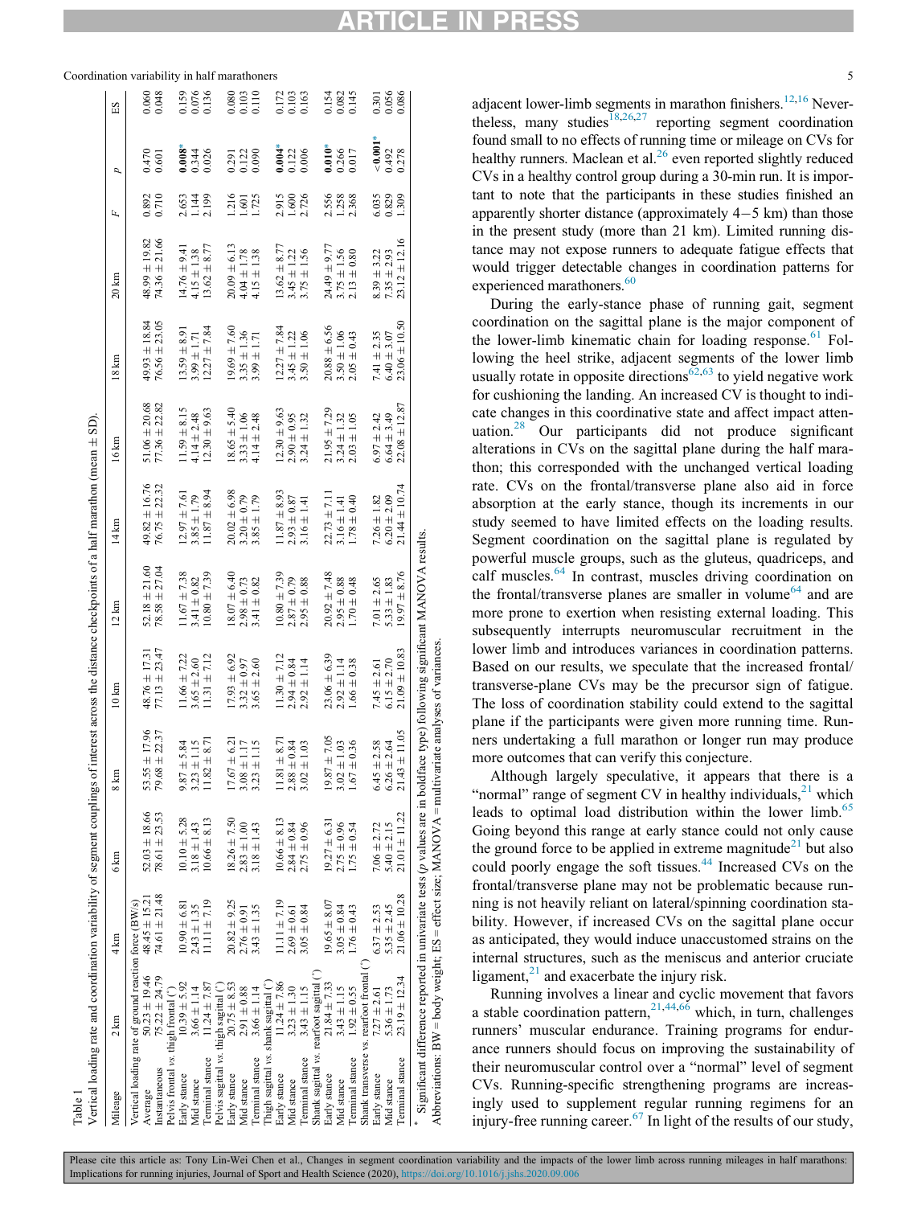Table 1
Vertical loading rate and coordination variability of segment couplings of interest across the distance checkpoints of a half marathon (mean ± SD).

| Mileage | 2 km | 4 km | 6 km | 8 km | 10 km | 12 km | 14 km | 16 km | 18 km | 20 km | F | p | ES |
|---|---|---|---|---|---|---|---|---|---|---|---|---|---|
| Vertical loading rate of ground reaction force (BW/s) | | | | | | | | | | | | | |
| Average | 50.23 ± 19.46 | 48.45 ± 15.21 | 52.03 ± 18.66 | 53.55 ± 17.96 | 48.76 ± 17.31 | 52.18 ± 21.60 | 49.82 ± 16.76 | 51.06 ± 20.68 | 49.93 ± 18.84 | 48.99 ± 19.82 | 0.892 | 0.470 | 0.060 |
| Instantaneous | 75.22 ± 24.79 | 74.61 ± 21.48 | 78.61 ± 23.53 | 79.68 ± 22.37 | 77.13 ± 23.47 | 78.58 ± 27.04 | 76.75 ± 22.32 | 77.36 ± 22.82 | 76.56 ± 23.05 | 74.36 ± 21.66 | 0.710 | 0.601 | 0.048 |
| Pelvis frontal vs. thigh frontal (°) | | | | | | | | | | | | | |
| Early stance | 10.39 ± 5.92 | 10.90 ± 6.81 | 10.10 ± 5.28 | 9.87 ± 5.84 | 11.66 ± 7.22 | 11.67 ± 7.38 | 12.97 ± 7.61 | 11.59 ± 8.15 | 13.59 ± 8.91 | 14.76 ± 9.41 | 2.653 | **0.008*** | 0.159 |
| Mid stance | 3.66 ± 1.14 | 2.43 ± 1.35 | 3.18 ± 1.43 | 3.23 ± 1.15 | 3.65 ± 2.60 | 3.41 ± 0.82 | 3.85 ± 1.79 | 4.14 ± 2.48 | 3.99 ± 1.71 | 4.15 ± 1.38 | 1.144 | 0.344 | 0.076 |
| Terminal stance | 11.24 ± 7.87 | 11.11 ± 7.19 | 10.66 ± 8.13 | 11.82 ± 8.71 | 11.31 ± 7.12 | 10.80 ± 7.39 | 11.87 ± 8.94 | 12.30 ± 9.63 | 12.27 ± 7.84 | 13.62 ± 8.77 | 2.199 | 0.026 | 0.136 |
| Pelvis sagittal vs. thigh sagittal (°) | | | | | | | | | | | | | |
| Early stance | 20.75 ± 8.53 | 20.82 ± 9.25 | 18.26 ± 7.50 | 17.67 ± 6.21 | 17.93 ± 6.92 | 18.07 ± 6.40 | 20.02 ± 6.98 | 18.65 ± 5.40 | 19.69 ± 7.60 | 20.09 ± 6.13 | 1.216 | 0.291 | 0.080 |
| Mid stance | 2.91 ± 0.88 | 2.76 ± 0.91 | 2.83 ± 1.00 | 3.08 ± 1.17 | 3.32 ± 0.97 | 2.98 ± 0.73 | 3.20 ± 0.79 | 3.33 ± 1.06 | 3.35 ± 1.36 | 4.04 ± 1.78 | 1.601 | 0.122 | 0.103 |
| Terminal stance | 3.66 ± 1.14 | 3.43 ± 1.35 | 3.18 ± 1.43 | 3.23 ± 1.15 | 3.65 ± 2.60 | 3.41 ± 0.82 | 3.85 ± 1.79 | 4.14 ± 2.48 | 3.99 ± 1.71 | 4.15 ± 1.38 | 1.725 | 0.090 | 0.110 |
| Thigh sagittal vs. shank sagittal (°) | | | | | | | | | | | | | |
| Early stance | 11.24 ± 7.86 | 11.11 ± 7.19 | 10.66 ± 8.13 | 11.81 ± 8.71 | 11.30 ± 7.12 | 10.80 ± 7.39 | 11.87 ± 8.93 | 12.30 ± 9.63 | 12.27 ± 7.84 | 13.62 ± 8.77 | 2.915 | **0.004*** | 0.172 |
| Mid stance | 3.23 ± 1.30 | 2.69 ± 0.61 | 2.84 ± 0.84 | 2.88 ± 0.84 | 2.94 ± 0.84 | 2.87 ± 0.79 | 2.93 ± 0.87 | 2.90 ± 0.95 | 3.45 ± 1.22 | 3.45 ± 1.22 | 1.600 | 0.122 | 0.103 |
| Terminal stance | 3.43 ± 1.15 | 3.05 ± 0.84 | 2.75 ± 0.96 | 3.02 ± 1.03 | 2.92 ± 1.14 | 2.95 ± 0.88 | 3.16 ± 1.41 | 3.24 ± 1.32 | 3.50 ± 1.06 | 3.75 ± 1.56 | 2.726 | 0.006 | 0.163 |
| Shank sagittal vs. rearfoot sagittal (°) | | | | | | | | | | | | | |
| Early stance | 21.84 ± 7.33 | 19.65 ± 8.07 | 19.27 ± 6.31 | 19.87 ± 7.05 | 23.06 ± 6.39 | 20.92 ± 7.48 | 22.73 ± 7.11 | 21.95 ± 7.29 | 20.88 ± 6.56 | 24.49 ± 9.77 | 2.556 | **0.010*** | 0.154 |
| Mid stance | 3.43 ± 1.15 | 3.05 ± 0.84 | 2.75 ± 0.96 | 3.02 ± 1.03 | 2.92 ± 1.14 | 2.95 ± 0.88 | 3.16 ± 1.41 | 3.24 ± 1.32 | 3.50 ± 1.06 | 3.75 ± 1.56 | 1.258 | 0.266 | 0.082 |
| Terminal stance | 1.92 ± 0.55 | 1.76 ± 0.43 | 1.75 ± 0.54 | 1.67 ± 0.36 | 1.66 ± 0.38 | 1.70 ± 0.48 | 1.78 ± 0.40 | 2.03 ± 1.05 | 2.05 ± 0.43 | 2.13 ± 0.80 | 2.368 | 0.017 | 0.145 |
| Shank transverse vs. rearfoot frontal (°) | | | | | | | | | | | | | |
| Early stance | 7.27 ± 2.61 | 6.37 ± 2.53 | 7.06 ± 2.72 | 6.45 ± 2.58 | 7.45 ± 2.61 | 7.01 ± 2.65 | 7.26 ± 1.82 | 6.97 ± 2.42 | 7.41 ± 2.35 | 8.39 ± 3.22 | 6.035 | **<0.001*** | 0.301 |
| Mid stance | 5.36 ± 1.73 | 5.35 ± 2.45 | 5.40 ± 2.15 | 6.26 ± 2.64 | 6.15 ± 2.70 | 5.33 ± 1.83 | 6.20 ± 2.09 | 6.64 ± 3.49 | 6.40 ± 3.07 | 7.35 ± 2.93 | 0.829 | 0.492 | 0.056 |
| Terminal stance | 23.19 ± 12.34 | 21.06 ± 10.28 | 21.01 ± 11.22 | 21.43 ± 11.05 | 21.09 ± 10.83 | 19.97 ± 8.76 | 21.44 ± 10.74 | 22.08 ± 12.87 | 23.06 ± 10.50 | 23.12 ± 12.16 | 1.309 | 0.278 | 0.086 |

\* Significant difference reported in univariate tests (p values are in boldface type) following significant MANOVA results.

Abbreviations: BW = body weight; ES = effect size; MANOVA = multivariate analyses of variances.

adjacent lower-limb segments in marathon finishers.[12,16] Nevertheless, many studies[18,26,27] reporting segment coordination found small to no effects of running time or mileage on CVs for healthy runners. Maclean et al.[26] even reported slightly reduced CVs in a healthy control group during a 30-min run. It is important to note that the participants in these studies finished an apparently shorter distance (approximately 4−5 km) than those in the present study (more than 21 km). Limited running distance may not expose runners to adequate fatigue effects that would trigger detectable changes in coordination patterns for experienced marathoners.[60]

During the early-stance phase of running gait, segment coordination on the sagittal plane is the major component of the lower-limb kinematic chain for loading response.[61] Following the heel strike, adjacent segments of the lower limb usually rotate in opposite directions[62,63] to yield negative work for cushioning the landing. An increased CV is thought to indicate changes in this coordinative state and affect impact attenuation.[28] Our participants did not produce significant alterations in CVs on the sagittal plane during the half marathon; this corresponded with the unchanged vertical loading rate. CVs on the frontal/transverse plane also aid in force absorption at the early stance, though its increments in our study seemed to have limited effects on the loading results. Segment coordination on the sagittal plane is regulated by powerful muscle groups, such as the gluteus, quadriceps, and calf muscles.[64] In contrast, muscles driving coordination on the frontal/transverse planes are smaller in volume[64] and are more prone to exertion when resisting external loading. This subsequently interrupts neuromuscular recruitment in the lower limb and introduces variances in coordination patterns. Based on our results, we speculate that the increased frontal/transverse-plane CVs may be the precursor sign of fatigue. The loss of coordination stability could extend to the sagittal plane if the participants were given more running time. Runners undertaking a full marathon or longer run may produce more outcomes that can verify this conjecture.

Although largely speculative, it appears that there is a "normal" range of segment CV in healthy individuals,[21] which leads to optimal load distribution within the lower limb.[65] Going beyond this range at early stance could not only cause the ground force to be applied in extreme magnitude[21] but also could poorly engage the soft tissues.[44] Increased CVs on the frontal/transverse plane may not be problematic because running is not heavily reliant on lateral/spinning coordination stability. However, if increased CVs on the sagittal plane occur as anticipated, they would induce unaccustomed strains on the internal structures, such as the meniscus and anterior cruciate ligament,[21] and exacerbate the injury risk.

Running involves a linear and cyclic movement that favors a stable coordination pattern,[21,44,66] which, in turn, challenges runners' muscular endurance. Training programs for endurance runners should focus on improving the sustainability of their neuromuscular control over a "normal" level of segment CVs. Running-specific strengthening programs are increasingly used to supplement regular running regimens for an injury-free running career.[67] In light of the results of our study,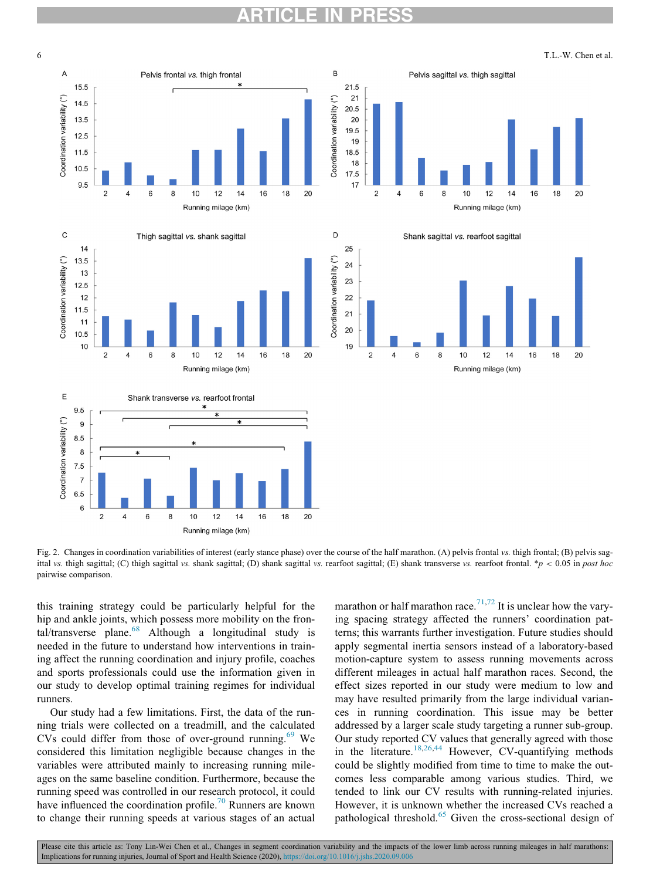Fig. 2. Changes in coordination variabilities of interest (early stance phase) over the course of the half marathon. (A) pelvis frontal *vs.* thigh frontal; (B) pelvis sagittal *vs.* thigh sagittal; (C) thigh sagittal *vs.* shank sagittal; (D) shank sagittal *vs.* rearfoot sagittal; (E) shank transverse *vs.* rearfoot frontal. *$p < 0.05$ in *post hoc* pairwise comparison.

this training strategy could be particularly helpful for the hip and ankle joints, which possess more mobility on the frontal/transverse plane.[68] Although a longitudinal study is needed in the future to understand how interventions in training affect the running coordination and injury profile, coaches and sports professionals could use the information given in our study to develop optimal training regimes for individual runners.

Our study had a few limitations. First, the data of the running trials were collected on a treadmill, and the calculated CVs could differ from those of over-ground running.[69] We considered this limitation negligible because changes in the variables were attributed mainly to increasing running mileages on the same baseline condition. Furthermore, because the running speed was controlled in our research protocol, it could have influenced the coordination profile.[70] Runners are known to change their running speeds at various stages of an actual marathon or half marathon race.[71,72] It is unclear how the varying spacing strategy affected the runners' coordination patterns; this warrants further investigation. Future studies should apply segmental inertia sensors instead of a laboratory-based motion-capture system to assess running movements across different mileages in actual half marathon races. Second, the effect sizes reported in our study were medium to low and may have resulted primarily from the large individual variances in running coordination. This issue may be better addressed by a larger scale study targeting a runner sub-group. Our study reported CV values that generally agreed with those in the literature.[18,26,44] However, CV-quantifying methods could be slightly modified from time to time to make the outcomes less comparable among various studies. Third, we tended to link our CV results with running-related injuries. However, it is unknown whether the increased CVs reached a pathological threshold.[65] Given the cross-sectional design of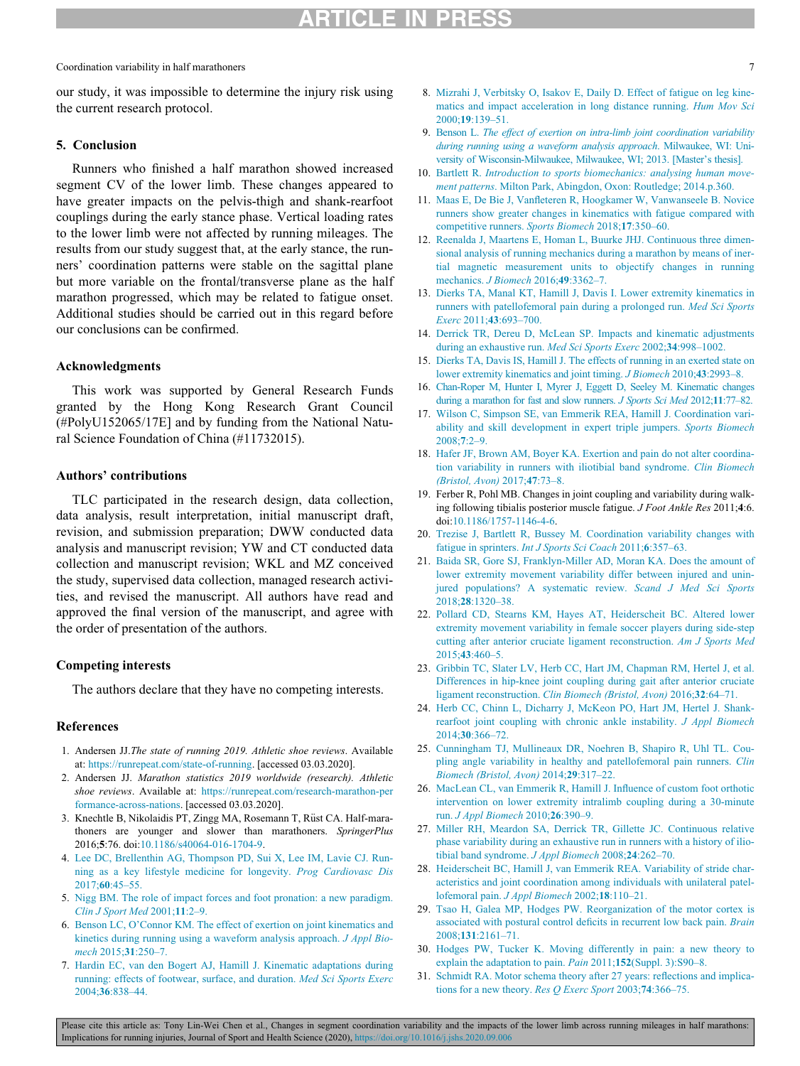our study, it was impossible to determine the injury risk using the current research protocol.

## 5. Conclusion

Runners who finished a half marathon showed increased segment CV of the lower limb. These changes appeared to have greater impacts on the pelvis-thigh and shank-rearfoot couplings during the early stance phase. Vertical loading rates to the lower limb were not affected by running mileages. The results from our study suggest that, at the early stance, the runners' coordination patterns were stable on the sagittal plane but more variable on the frontal/transverse plane as the half marathon progressed, which may be related to fatigue onset. Additional studies should be carried out in this regard before our conclusions can be confirmed.

### Acknowledgments

This work was supported by General Research Funds granted by the Hong Kong Research Grant Council (#PolyU152065/17E] and by funding from the National Natural Science Foundation of China (#11732015).

### Authors' contributions

TLC participated in the research design, data collection, data analysis, result interpretation, initial manuscript draft, revision, and submission preparation; DWW conducted data analysis and manuscript revision; YW and CT conducted data collection and manuscript revision; WKL and MZ conceived the study, supervised data collection, managed research activities, and revised the manuscript. All authors have read and approved the final version of the manuscript, and agree with the order of presentation of the authors.

### Competing interests

The authors declare that they have no competing interests.

### References

1. Andersen JJ.*The state of running 2019. Athletic shoe reviews*. Available at: https://runrepeat.com/state-of-running. [accessed 03.03.2020].
2. Andersen JJ. *Marathon statistics 2019 worldwide (research). Athletic shoe reviews*. Available at: https://runrepeat.com/research-marathon-performance-across-nations. [accessed 03.03.2020].
3. Knechtle B, Nikolaidis PT, Zingg MA, Rosemann T, Rüst CA. Half-marathoners are younger and slower than marathoners. *SpringerPlus* 2016;**5**:76. doi:10.1186/s40064-016-1704-9.
4. Lee DC, Brellenthin AG, Thompson PD, Sui X, Lee IM, Lavie CJ. Running as a key lifestyle medicine for longevity. *Prog Cardiovasc Dis* 2017;**60**:45–55.
5. Nigg BM. The role of impact forces and foot pronation: a new paradigm. *Clin J Sport Med* 2001;**11**:2–9.
6. Benson LC, O'Connor KM. The effect of exertion on joint kinematics and kinetics during running using a waveform analysis approach. *J Appl Biomech* 2015;**31**:250–7.
7. Hardin EC, van den Bogert AJ, Hamill J. Kinematic adaptations during running: effects of footwear, surface, and duration. *Med Sci Sports Exerc* 2004;**36**:838–44.
8. Mizrahi J, Verbitsky O, Isakov E, Daily D. Effect of fatigue on leg kinematics and impact acceleration in long distance running. *Hum Mov Sci* 2000;**19**:139–51.
9. Benson L. *The effect of exertion on intra-limb joint coordination variability during running using a waveform analysis approach*. Milwaukee, WI: University of Wisconsin-Milwaukee, Milwaukee, WI; 2013. [Master's thesis].
10. Bartlett R. *Introduction to sports biomechanics: analysing human movement patterns*. Milton Park, Abingdon, Oxon: Routledge; 2014.p.360.
11. Maas E, De Bie J, Vanfleteren R, Hoogkamer W, Vanwanseele B. Novice runners show greater changes in kinematics with fatigue compared with competitive runners. *Sports Biomech* 2018;**17**:350–60.
12. Reenalda J, Maartens E, Homan L, Buurke JHJ. Continuous three dimensional analysis of running mechanics during a marathon by means of inertial magnetic measurement units to objectify changes in running mechanics. *J Biomech* 2016;**49**:3362–7.
13. Dierks TA, Manal KT, Hamill J, Davis I. Lower extremity kinematics in runners with patellofemoral pain during a prolonged run. *Med Sci Sports Exerc* 2011;**43**:693–700.
14. Derrick TR, Dereu D, McLean SP. Impacts and kinematic adjustments during an exhaustive run. *Med Sci Sports Exerc* 2002;**34**:998–1002.
15. Dierks TA, Davis IS, Hamill J. The effects of running in an exerted state on lower extremity kinematics and joint timing. *J Biomech* 2010;**43**:2993–8.
16. Chan-Roper M, Hunter I, Myrer J, Eggett D, Seeley M. Kinematic changes during a marathon for fast and slow runners. *J Sports Sci Med* 2012;**11**:77–82.
17. Wilson C, Simpson SE, van Emmerik REA, Hamill J. Coordination variability and skill development in expert triple jumpers. *Sports Biomech* 2008;**7**:2–9.
18. Hafer JF, Brown AM, Boyer KA. Exertion and pain do not alter coordination variability in runners with iliotibial band syndrome. *Clin Biomech (Bristol, Avon)* 2017;**47**:73–8.
19. Ferber R, Pohl MB. Changes in joint coupling and variability during walking following tibialis posterior muscle fatigue. *J Foot Ankle Res* 2011;**4**:6. doi:10.1186/1757-1146-4-6.
20. Trezise J, Bartlett R, Bussey M. Coordination variability changes with fatigue in sprinters. *Int J Sports Sci Coach* 2011;**6**:357–63.
21. Baida SR, Gore SJ, Franklyn-Miller AD, Moran KA. Does the amount of lower extremity movement variability differ between injured and uninjured populations? A systematic review. *Scand J Med Sci Sports* 2018;**28**:1320–38.
22. Pollard CD, Stearns KM, Hayes AT, Heiderscheit BC. Altered lower extremity movement variability in female soccer players during side-step cutting after anterior cruciate ligament reconstruction. *Am J Sports Med* 2015;**43**:460–5.
23. Gribbin TC, Slater LV, Herb CC, Hart JM, Chapman RM, Hertel J, et al. Differences in hip-knee joint coupling during gait after anterior cruciate ligament reconstruction. *Clin Biomech (Bristol, Avon)* 2016;**32**:64–71.
24. Herb CC, Chinn L, Dicharry J, McKeon PO, Hart JM, Hertel J. Shank-rearfoot joint coupling with chronic ankle instability. *J Appl Biomech* 2014;**30**:366–72.
25. Cunningham TJ, Mullineaux DR, Noehren B, Shapiro R, Uhl TL. Coupling angle variability in healthy and patellofemoral pain runners. *Clin Biomech (Bristol, Avon)* 2014;**29**:317–22.
26. MacLean CL, van Emmerik R, Hamill J. Influence of custom foot orthotic intervention on lower extremity intralimb coupling during a 30-minute run. *J Appl Biomech* 2010;**26**:390–9.
27. Miller RH, Meardon SA, Derrick TR, Gillette JC. Continuous relative phase variability during an exhaustive run in runners with a history of iliotibial band syndrome. *J Appl Biomech* 2008;**24**:262–70.
28. Heiderscheit BC, Hamill J, van Emmerik REA. Variability of stride characteristics and joint coordination among individuals with unilateral patellofemoral pain. *J Appl Biomech* 2002;**18**:110–21.
29. Tsao H, Galea MP, Hodges PW. Reorganization of the motor cortex is associated with postural control deficits in recurrent low back pain. *Brain* 2008;**131**:2161–71.
30. Hodges PW, Tucker K. Moving differently in pain: a new theory to explain the adaptation to pain. *Pain* 2011;**152**(Suppl. 3):S90–8.
31. Schmidt RA. Motor schema theory after 27 years: reflections and implications for a new theory. *Res Q Exerc Sport* 2003;**74**:366–75.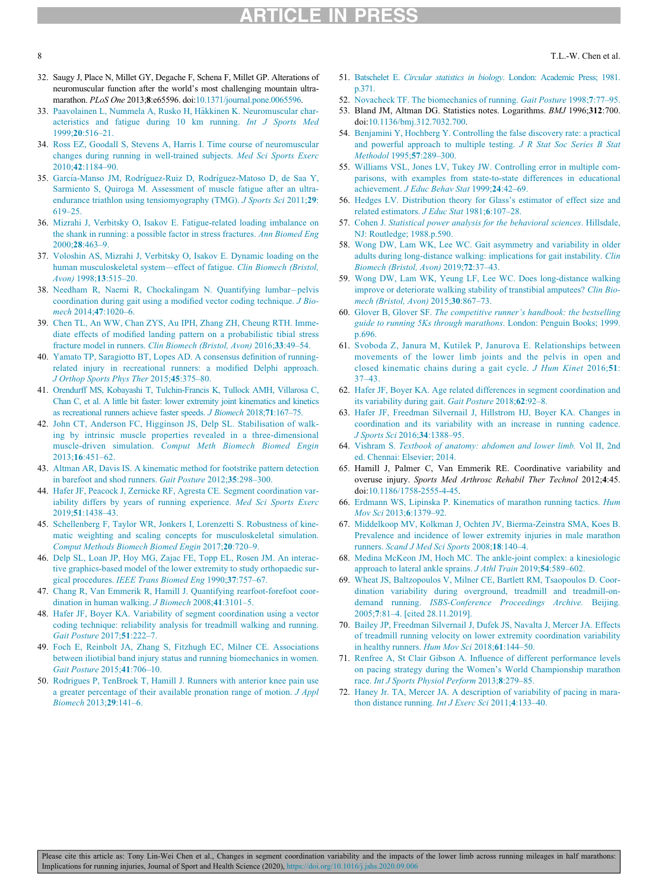32. Saugy J, Place N, Millet GY, Degache F, Schena F, Millet GP. Alterations of neuromuscular function after the world's most challenging mountain ultra-marathon. *PLoS One* 2013;**8**:e65596. doi:10.1371/journal.pone.0065596.
33. Paavolainen L, Nummela A, Rusko H, Häkkinen K. Neuromuscular characteristics and fatigue during 10 km running. *Int J Sports Med* 1999;**20**:516–21.
34. Ross EZ, Goodall S, Stevens A, Harris I. Time course of neuromuscular changes during running in well-trained subjects. *Med Sci Sports Exerc* 2010;**42**:1184–90.
35. García-Manso JM, Rodríguez-Ruiz D, Rodríguez-Matoso D, de Saa Y, Sarmiento S, Quiroga M. Assessment of muscle fatigue after an ultra-endurance triathlon using tensiomyography (TMG). *J Sports Sci* 2011;**29**: 619–25.
36. Mizrahi J, Verbitsky O, Isakov E. Fatigue-related loading imbalance on the shank in running: a possible factor in stress fractures. *Ann Biomed Eng* 2000;**28**:463–9.
37. Voloshin AS, Mizrahi J, Verbitsky O, Isakov E. Dynamic loading on the human musculoskeletal system—effect of fatigue. *Clin Biomech (Bristol, Avon)* 1998;**13**:515–20.
38. Needham R, Naemi R, Chockalingam N. Quantifying lumbar−pelvis coordination during gait using a modified vector coding technique. *J Biomech* 2014;**47**:1020–6.
39. Chen TL, An WW, Chan ZYS, Au IPH, Zhang ZH, Cheung RTH. Immediate effects of modified landing pattern on a probabilistic tibial stress fracture model in runners. *Clin Biomech (Bristol, Avon)* 2016;**33**:49–54.
40. Yamato TP, Saragiotto BT, Lopes AD. A consensus definition of running-related injury in recreational runners: a modified Delphi approach. *J Orthop Sports Phys Ther* 2015;**45**:375–80.
41. Orendurff MS, Kobayashi T, Tulchin-Francis K, Tullock AMH, Villarosa C, Chan C, et al. A little bit faster: lower extremity joint kinematics and kinetics as recreational runners achieve faster speeds. *J Biomech* 2018;**71**:167–75.
42. John CT, Anderson FC, Higginson JS, Delp SL. Stabilisation of walking by intrinsic muscle properties revealed in a three-dimensional muscle-driven simulation. *Comput Meth Biomech Biomed Engin* 2013;**16**:451–62.
43. Altman AR, Davis IS. A kinematic method for footstrike pattern detection in barefoot and shod runners. *Gait Posture* 2012;**35**:298–300.
44. Hafer JF, Peacock J, Zernicke RF, Agresta CE. Segment coordination variability differs by years of running experience. *Med Sci Sports Exerc* 2019;**51**:1438–43.
45. Schellenberg F, Taylor WR, Jonkers I, Lorenzetti S. Robustness of kinematic weighting and scaling concepts for musculoskeletal simulation. *Comput Methods Biomech Biomed Engin* 2017;**20**:720–9.
46. Delp SL, Loan JP, Hoy MG, Zajac FE, Topp EL, Rosen JM. An interactive graphics-based model of the lower extremity to study orthopaedic surgical procedures. *IEEE Trans Biomed Eng* 1990;**37**:757–67.
47. Chang R, Van Emmerik R, Hamill J. Quantifying rearfoot-forefoot coordination in human walking. *J Biomech* 2008;**41**:3101–5.
48. Hafer JF, Boyer KA. Variability of segment coordination using a vector coding technique: reliability analysis for treadmill walking and running. *Gait Posture* 2017;**51**:222–7.
49. Foch E, Reinbolt JA, Zhang S, Fitzhugh EC, Milner CE. Associations between iliotibial band injury status and running biomechanics in women. *Gait Posture* 2015;**41**:706–10.
50. Rodrigues P, TenBroek T, Hamill J. Runners with anterior knee pain use a greater percentage of their available pronation range of motion. *J Appl Biomech* 2013;**29**:141–6.
51. Batschelet E. *Circular statistics in biology*. London: Academic Press; 1981. p.371.
52. Novacheck TF. The biomechanics of running. *Gait Posture* 1998;**7**:77–95.
53. Bland JM, Altman DG. Statistics notes. Logarithms. *BMJ* 1996;**312**:700. doi:10.1136/bmj.312.7032.700.
54. Benjamini Y, Hochberg Y. Controlling the false discovery rate: a practical and powerful approach to multiple testing. *J R Stat Soc Series B Stat Methodol* 1995;**57**:289–300.
55. Williams VSL, Jones LV, Tukey JW. Controlling error in multiple comparisons, with examples from state-to-state differences in educational achievement. *J Educ Behav Stat* 1999;**24**:42–69.
56. Hedges LV. Distribution theory for Glass's estimator of effect size and related estimators. *J Educ Stat* 1981;**6**:107–28.
57. Cohen J. *Statistical power analysis for the behavioral sciences*. Hillsdale, NJ: Routledge; 1988.p.590.
58. Wong DW, Lam WK, Lee WC. Gait asymmetry and variability in older adults during long-distance walking: implications for gait instability. *Clin Biomech (Bristol, Avon)* 2019;**72**:37–43.
59. Wong DW, Lam WK, Yeung LF, Lee WC. Does long-distance walking improve or deteriorate walking stability of transtibial amputees? *Clin Biomech (Bristol, Avon)* 2015;**30**:867–73.
60. Glover B, Glover SF. *The competitive runner's handbook: the bestselling guide to running 5Ks through marathons*. London: Penguin Books; 1999. p.696.
61. Svoboda Z, Janura M, Kutilek P, Janurova E. Relationships between movements of the lower limb joints and the pelvis in open and closed kinematic chains during a gait cycle. *J Hum Kinet* 2016;**51**: 37–43.
62. Hafer JF, Boyer KA. Age related differences in segment coordination and its variability during gait. *Gait Posture* 2018;**62**:92–8.
63. Hafer JF, Freedman Silvernail J, Hillstrom HJ, Boyer KA. Changes in coordination and its variability with an increase in running cadence. *J Sports Sci* 2016;**34**:1388–95.
64. Vishram S. *Textbook of anatomy: abdomen and lower limb.* Vol II, 2nd ed. Chennai: Elsevier; 2014.
65. Hamill J, Palmer C, Van Emmerik RE. Coordinative variability and overuse injury. *Sports Med Arthrosc Rehabil Ther Technol* 2012;**4**:45. doi:10.1186/1758-2555-4-45.
66. Erdmann WS, Lipinska P. Kinematics of marathon running tactics. *Hum Mov Sci* 2013;**6**:1379–92.
67. Middelkoop MV, Kolkman J, Ochten JV, Bierma-Zeinstra SMA, Koes B. Prevalence and incidence of lower extremity injuries in male marathon runners. *Scand J Med Sci Sports* 2008;**18**:140–4.
68. Medina McKeon JM, Hoch MC. The ankle-joint complex: a kinesiologic approach to lateral ankle sprains. *J Athl Train* 2019;**54**:589–602.
69. Wheat JS, Baltzopoulos V, Milner CE, Bartlett RM, Tsaopoulos D. Coordination variability during overground, treadmill and treadmill-on-demand running. *ISBS-Conference Proceedings Archive.* Beijing. 2005;**7**:81–4. [cited 28.11.2019].
70. Bailey JP, Freedman Silvernail J, Dufek JS, Navalta J, Mercer JA. Effects of treadmill running velocity on lower extremity coordination variability in healthy runners. *Hum Mov Sci* 2018;**61**:144–50.
71. Renfree A, St Clair Gibson A. Influence of different performance levels on pacing strategy during the Women's World Championship marathon race. *Int J Sports Physiol Perform* 2013;**8**:279–85.
72. Haney Jr. TA, Mercer JA. A description of variability of pacing in marathon distance running. *Int J Exerc Sci* 2011;**4**:133–40.

Please cite this article as: Tony Lin-Wei Chen et al., Changes in segment coordination variability and the impacts of the lower limb across running mileages in half marathons: Implications for running injuries, Journal of Sport and Health Science (2020), https://doi.org/10.1016/j.jshs.2020.09.006